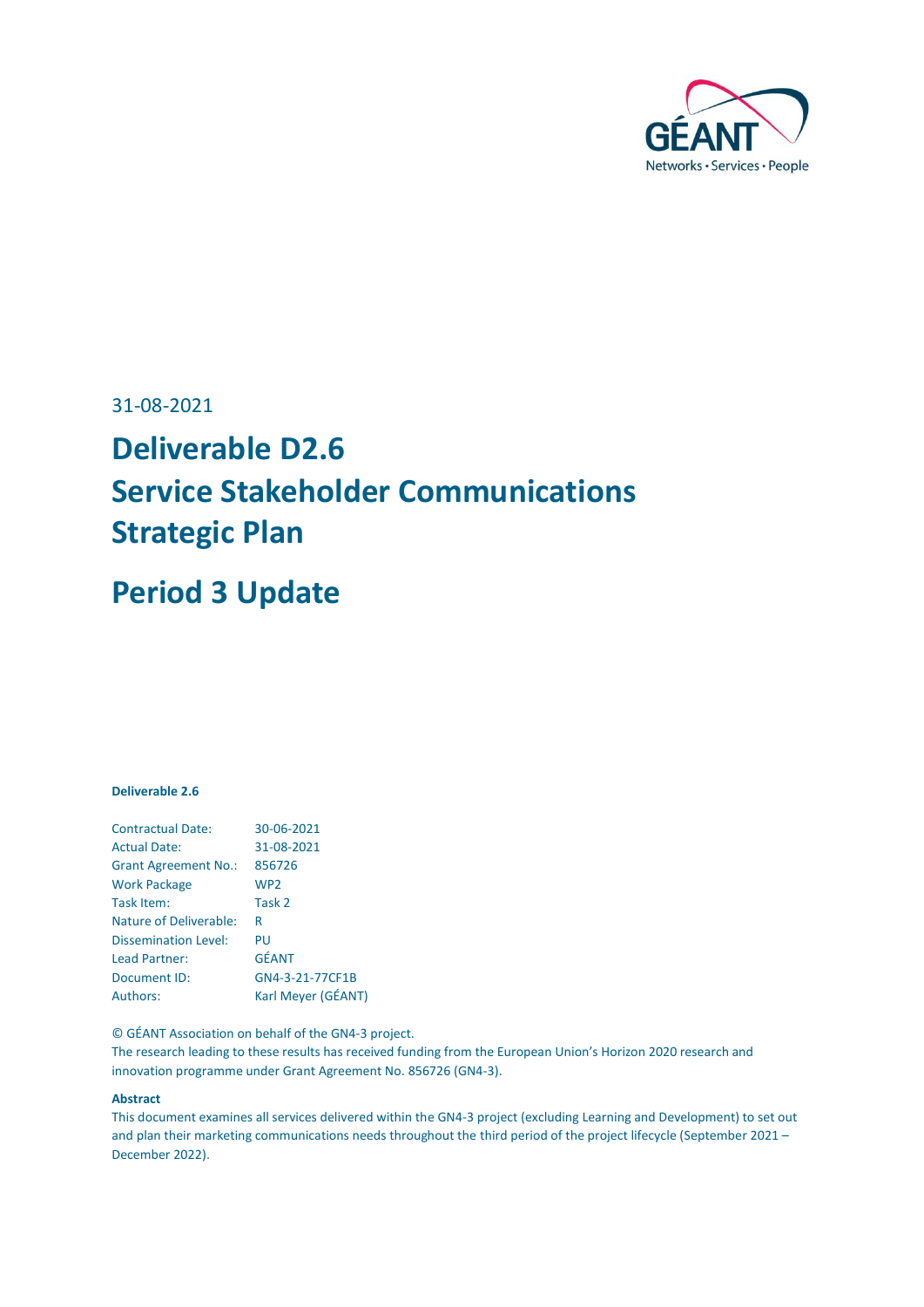31-08-2021

# Deliverable D2.6 Service Stakeholder Communications Strategic Plan

# Period 3 Update

**Deliverable 2.6**

| | |
|---|---|
| Contractual Date: | 30-06-2021 |
| Actual Date: | 31-08-2021 |
| Grant Agreement No.: | 856726 |
| Work Package | WP2 |
| Task Item: | Task 2 |
| Nature of Deliverable: | R |
| Dissemination Level: | PU |
| Lead Partner: | GÉANT |
| Document ID: | GN4-3-21-77CF1B |
| Authors: | Karl Meyer (GÉANT) |

© GÉANT Association on behalf of the GN4-3 project.
The research leading to these results has received funding from the European Union's Horizon 2020 research and innovation programme under Grant Agreement No. 856726 (GN4-3).

**Abstract**

This document examines all services delivered within the GN4-3 project (excluding Learning and Development) to set out and plan their marketing communications needs throughout the third period of the project lifecycle (September 2021 – December 2022).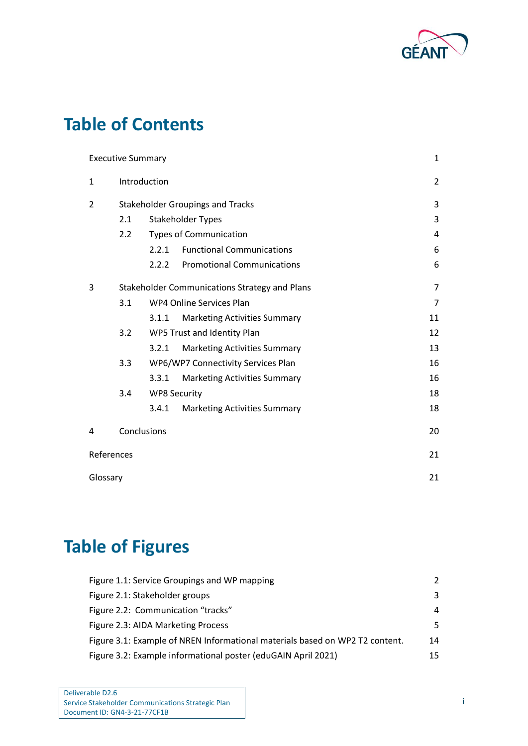# Table of Contents

| | | |
|---|---|---|
| Executive Summary | | 1 |
| 1 | Introduction | 2 |
| 2 | Stakeholder Groupings and Tracks | 3 |
| | 2.1 Stakeholder Types | 3 |
| | 2.2 Types of Communication | 4 |
| | 2.2.1 Functional Communications | 6 |
| | 2.2.2 Promotional Communications | 6 |
| 3 | Stakeholder Communications Strategy and Plans | 7 |
| | 3.1 WP4 Online Services Plan | 7 |
| | 3.1.1 Marketing Activities Summary | 11 |
| | 3.2 WP5 Trust and Identity Plan | 12 |
| | 3.2.1 Marketing Activities Summary | 13 |
| | 3.3 WP6/WP7 Connectivity Services Plan | 16 |
| | 3.3.1 Marketing Activities Summary | 16 |
| | 3.4 WP8 Security | 18 |
| | 3.4.1 Marketing Activities Summary | 18 |
| 4 | Conclusions | 20 |
| References | | 21 |
| Glossary | | 21 |

# Table of Figures

| | |
|---|---|
| Figure 1.1: Service Groupings and WP mapping | 2 |
| Figure 2.1: Stakeholder groups | 3 |
| Figure 2.2: Communication "tracks" | 4 |
| Figure 2.3: AIDA Marketing Process | 5 |
| Figure 3.1: Example of NREN Informational materials based on WP2 T2 content. | 14 |
| Figure 3.2: Example informational poster (eduGAIN April 2021) | 15 |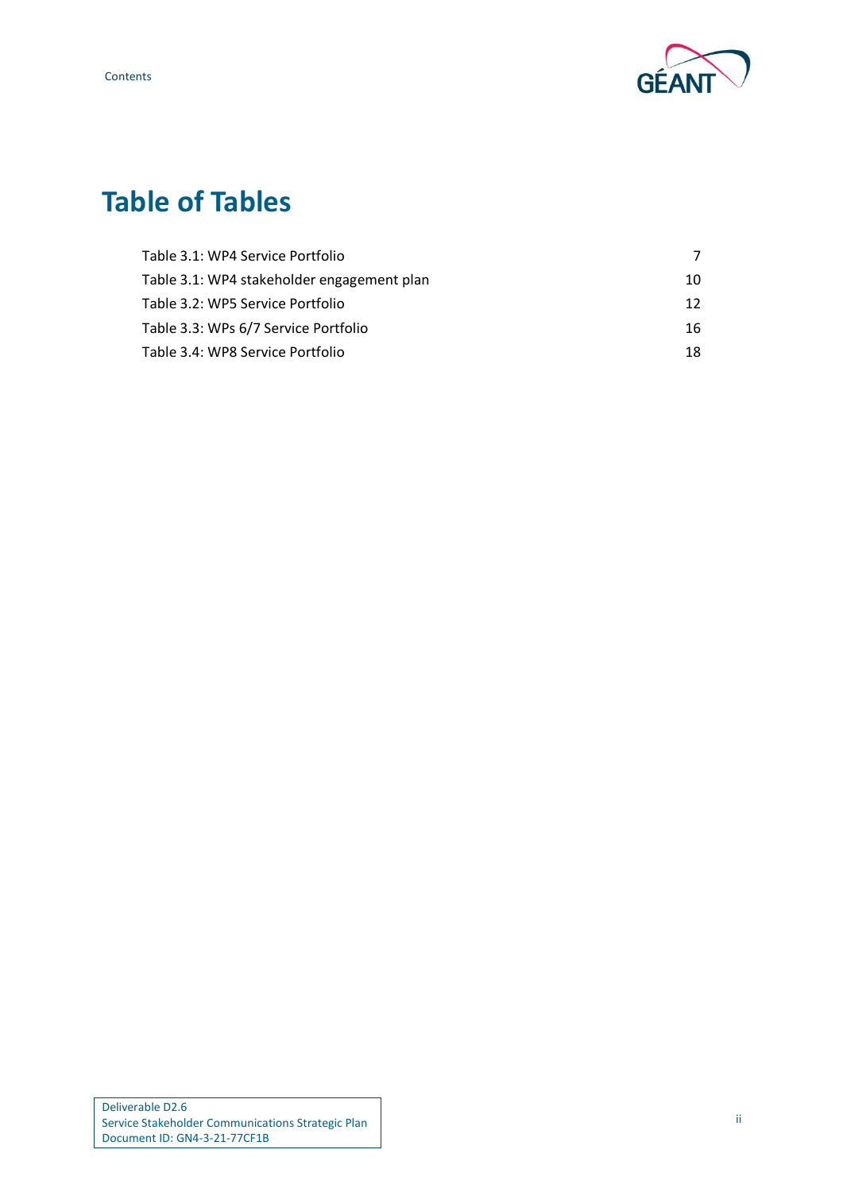# Table of Tables

Table 3.1: WP4 Service Portfolio 7

Table 3.1: WP4 stakeholder engagement plan 10

Table 3.2: WP5 Service Portfolio 12

Table 3.3: WPs 6/7 Service Portfolio 16

Table 3.4: WP8 Service Portfolio 18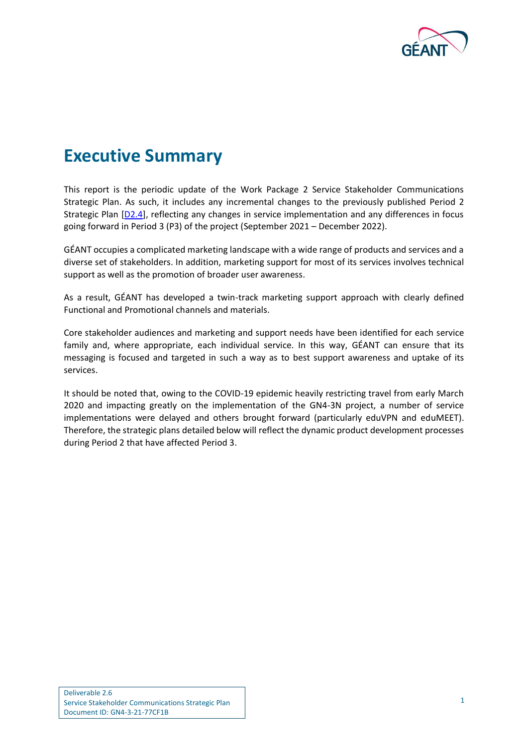# Executive Summary

This report is the periodic update of the Work Package 2 Service Stakeholder Communications Strategic Plan. As such, it includes any incremental changes to the previously published Period 2 Strategic Plan [D2.4], reflecting any changes in service implementation and any differences in focus going forward in Period 3 (P3) of the project (September 2021 – December 2022).

GÉANT occupies a complicated marketing landscape with a wide range of products and services and a diverse set of stakeholders. In addition, marketing support for most of its services involves technical support as well as the promotion of broader user awareness.

As a result, GÉANT has developed a twin-track marketing support approach with clearly defined Functional and Promotional channels and materials.

Core stakeholder audiences and marketing and support needs have been identified for each service family and, where appropriate, each individual service. In this way, GÉANT can ensure that its messaging is focused and targeted in such a way as to best support awareness and uptake of its services.

It should be noted that, owing to the COVID-19 epidemic heavily restricting travel from early March 2020 and impacting greatly on the implementation of the GN4-3N project, a number of service implementations were delayed and others brought forward (particularly eduVPN and eduMEET). Therefore, the strategic plans detailed below will reflect the dynamic product development processes during Period 2 that have affected Period 3.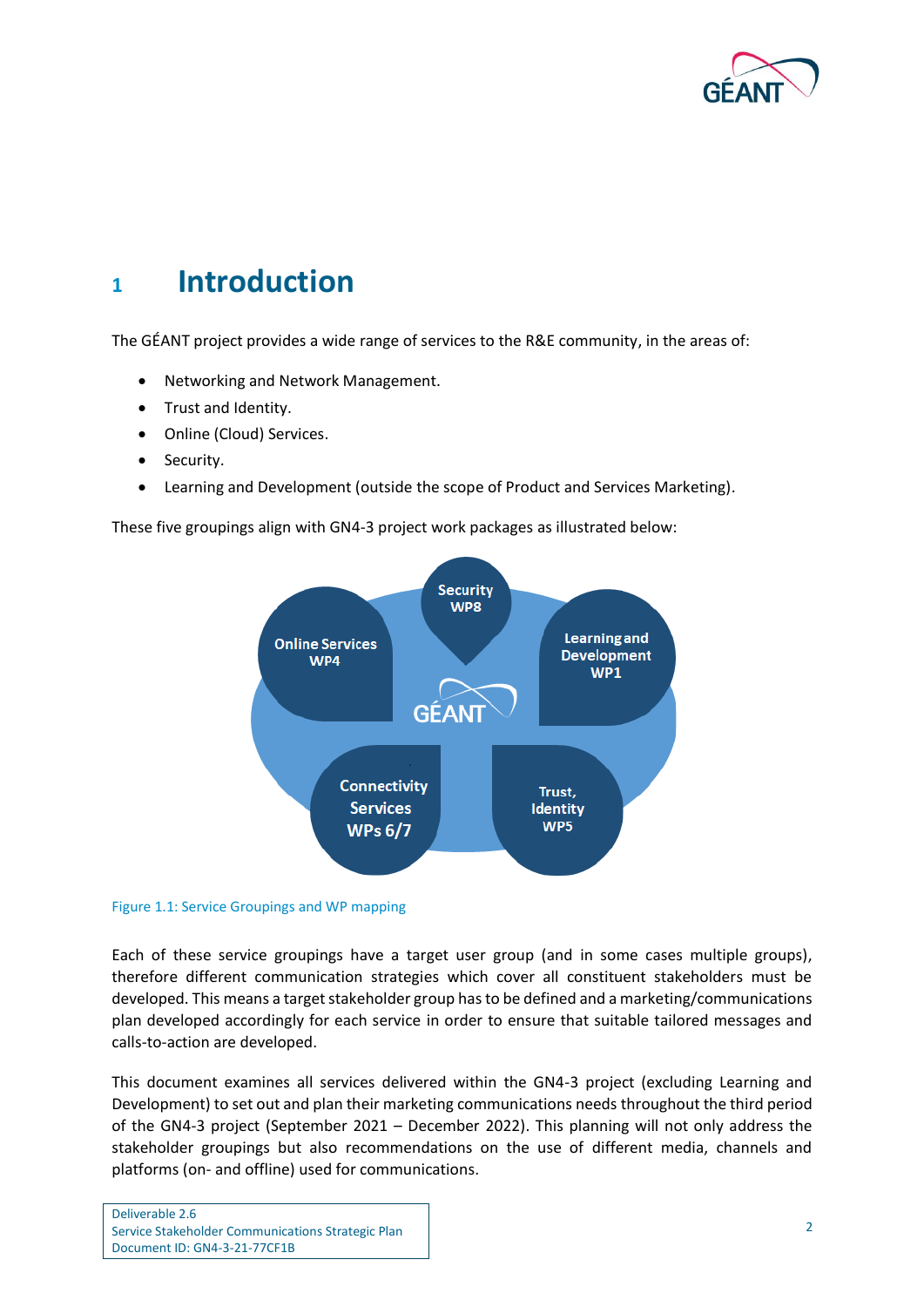# 1 Introduction

The GÉANT project provides a wide range of services to the R&E community, in the areas of:

- Networking and Network Management.
- Trust and Identity.
- Online (Cloud) Services.
- Security.
- Learning and Development (outside the scope of Product and Services Marketing).

These five groupings align with GN4-3 project work packages as illustrated below:

Figure 1.1: Service Groupings and WP mapping

Each of these service groupings have a target user group (and in some cases multiple groups), therefore different communication strategies which cover all constituent stakeholders must be developed. This means a target stakeholder group has to be defined and a marketing/communications plan developed accordingly for each service in order to ensure that suitable tailored messages and calls-to-action are developed.

This document examines all services delivered within the GN4-3 project (excluding Learning and Development) to set out and plan their marketing communications needs throughout the third period of the GN4-3 project (September 2021 – December 2022). This planning will not only address the stakeholder groupings but also recommendations on the use of different media, channels and platforms (on- and offline) used for communications.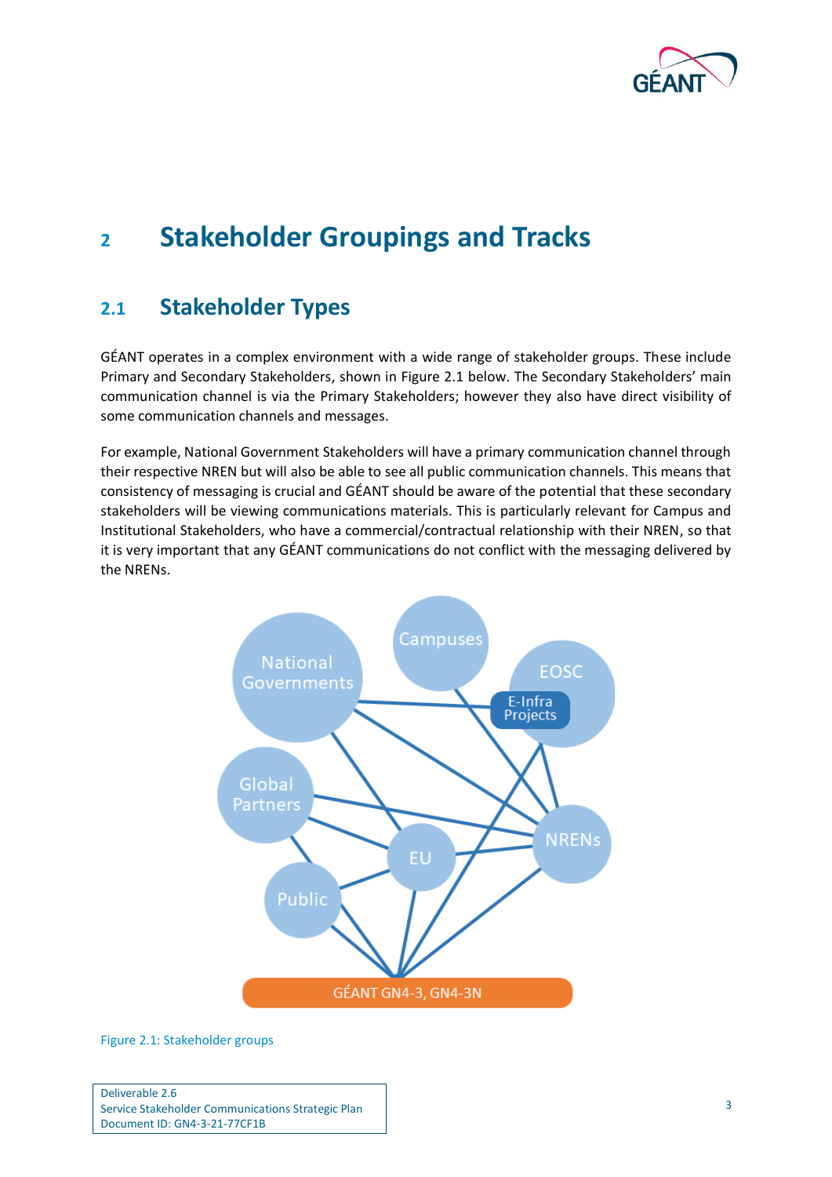# 2 Stakeholder Groupings and Tracks

## 2.1 Stakeholder Types

GÉANT operates in a complex environment with a wide range of stakeholder groups. These include Primary and Secondary Stakeholders, shown in Figure 2.1 below. The Secondary Stakeholders' main communication channel is via the Primary Stakeholders; however they also have direct visibility of some communication channels and messages.

For example, National Government Stakeholders will have a primary communication channel through their respective NREN but will also be able to see all public communication channels. This means that consistency of messaging is crucial and GÉANT should be aware of the potential that these secondary stakeholders will be viewing communications materials. This is particularly relevant for Campus and Institutional Stakeholders, who have a commercial/contractual relationship with their NREN, so that it is very important that any GÉANT communications do not conflict with the messaging delivered by the NRENs.

Figure 2.1: Stakeholder groups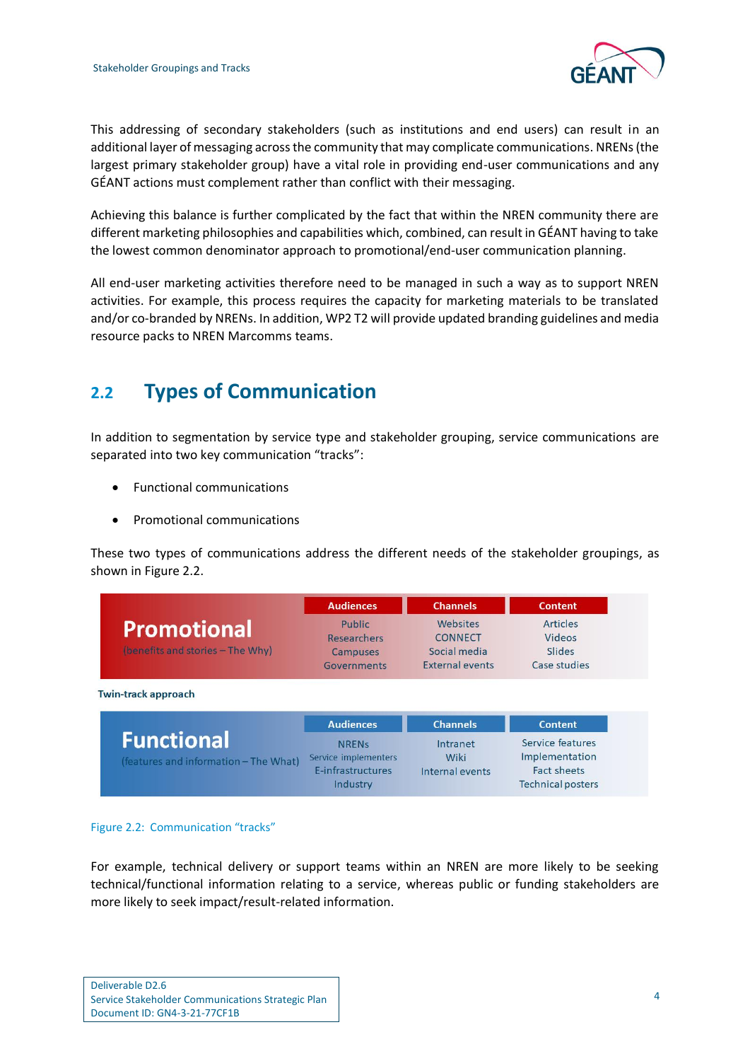This addressing of secondary stakeholders (such as institutions and end users) can result in an additional layer of messaging across the community that may complicate communications. NRENs (the largest primary stakeholder group) have a vital role in providing end-user communications and any GÉANT actions must complement rather than conflict with their messaging.

Achieving this balance is further complicated by the fact that within the NREN community there are different marketing philosophies and capabilities which, combined, can result in GÉANT having to take the lowest common denominator approach to promotional/end-user communication planning.

All end-user marketing activities therefore need to be managed in such a way as to support NREN activities. For example, this process requires the capacity for marketing materials to be translated and/or co-branded by NRENs. In addition, WP2 T2 will provide updated branding guidelines and media resource packs to NREN Marcomms teams.

## 2.2 Types of Communication

In addition to segmentation by service type and stakeholder grouping, service communications are separated into two key communication "tracks":

- Functional communications
- Promotional communications

These two types of communications address the different needs of the stakeholder groupings, as shown in Figure 2.2.

Twin-track approach

| Track | Audiences | Channels | Content |
|---|---|---|---|
| **Promotional** (benefits and stories – The Why) | Public<br>Researchers<br>Campuses<br>Governments | Websites<br>CONNECT<br>Social media<br>External events | Articles<br>Videos<br>Slides<br>Case studies |
| **Functional** (features and information – The What) | NRENs<br>Service implementers<br>E-infrastructures<br>Industry | Intranet<br>Wiki<br>Internal events | Service features<br>Implementation<br>Fact sheets<br>Technical posters |

Figure 2.2: Communication "tracks"

For example, technical delivery or support teams within an NREN are more likely to be seeking technical/functional information relating to a service, whereas public or funding stakeholders are more likely to seek impact/result-related information.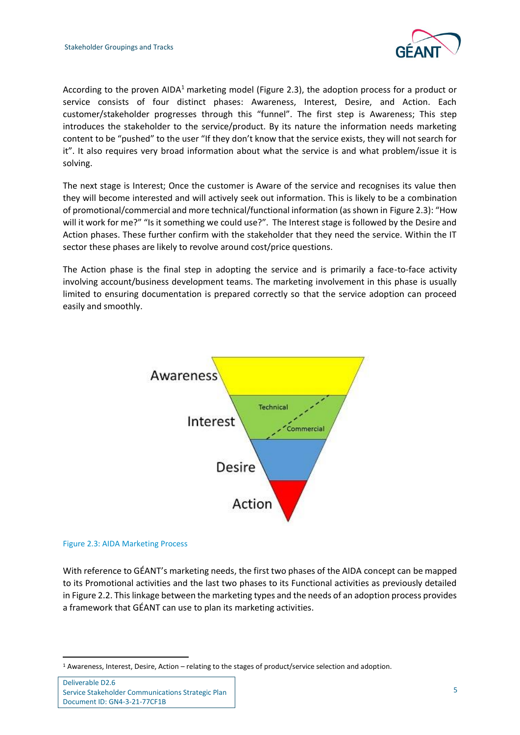According to the proven AIDA[1] marketing model (Figure 2.3), the adoption process for a product or service consists of four distinct phases: Awareness, Interest, Desire, and Action. Each customer/stakeholder progresses through this "funnel". The first step is Awareness; This step introduces the stakeholder to the service/product. By its nature the information needs marketing content to be "pushed" to the user "If they don't know that the service exists, they will not search for it". It also requires very broad information about what the service is and what problem/issue it is solving.

The next stage is Interest; Once the customer is Aware of the service and recognises its value then they will become interested and will actively seek out information. This is likely to be a combination of promotional/commercial and more technical/functional information (as shown in Figure 2.3): "How will it work for me?" "Is it something we could use?". The Interest stage is followed by the Desire and Action phases. These further confirm with the stakeholder that they need the service. Within the IT sector these phases are likely to revolve around cost/price questions.

The Action phase is the final step in adopting the service and is primarily a face-to-face activity involving account/business development teams. The marketing involvement in this phase is usually limited to ensuring documentation is prepared correctly so that the service adoption can proceed easily and smoothly.

Awareness

Interest (Technical / Commercial)

Desire

Action

Figure 2.3: AIDA Marketing Process

With reference to GÉANT's marketing needs, the first two phases of the AIDA concept can be mapped to its Promotional activities and the last two phases to its Functional activities as previously detailed in Figure 2.2. This linkage between the marketing types and the needs of an adoption process provides a framework that GÉANT can use to plan its marketing activities.

[1] Awareness, Interest, Desire, Action – relating to the stages of product/service selection and adoption.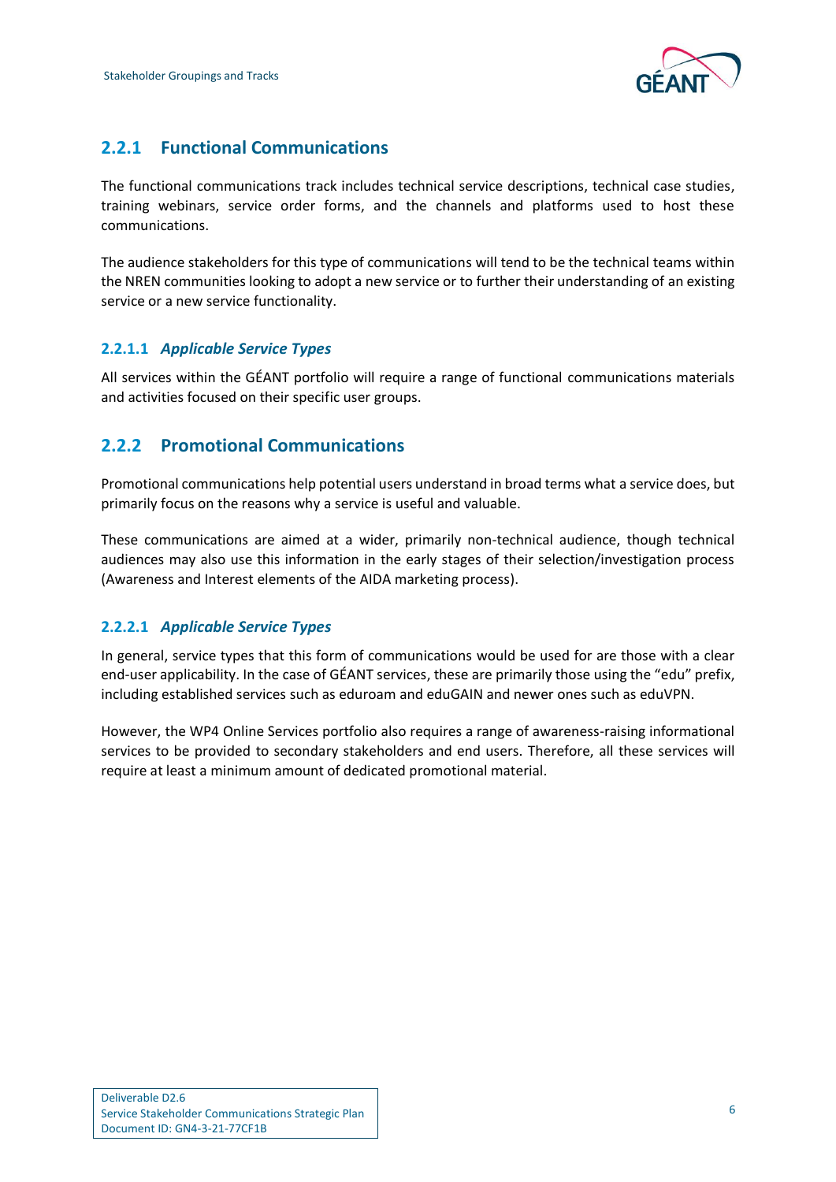### 2.2.1 Functional Communications

The functional communications track includes technical service descriptions, technical case studies, training webinars, service order forms, and the channels and platforms used to host these communications.

The audience stakeholders for this type of communications will tend to be the technical teams within the NREN communities looking to adopt a new service or to further their understanding of an existing service or a new service functionality.

#### 2.2.1.1 *Applicable Service Types*

All services within the GÉANT portfolio will require a range of functional communications materials and activities focused on their specific user groups.

### 2.2.2 Promotional Communications

Promotional communications help potential users understand in broad terms what a service does, but primarily focus on the reasons why a service is useful and valuable.

These communications are aimed at a wider, primarily non-technical audience, though technical audiences may also use this information in the early stages of their selection/investigation process (Awareness and Interest elements of the AIDA marketing process).

#### 2.2.2.1 *Applicable Service Types*

In general, service types that this form of communications would be used for are those with a clear end-user applicability. In the case of GÉANT services, these are primarily those using the "edu" prefix, including established services such as eduroam and eduGAIN and newer ones such as eduVPN.

However, the WP4 Online Services portfolio also requires a range of awareness-raising informational services to be provided to secondary stakeholders and end users. Therefore, all these services will require at least a minimum amount of dedicated promotional material.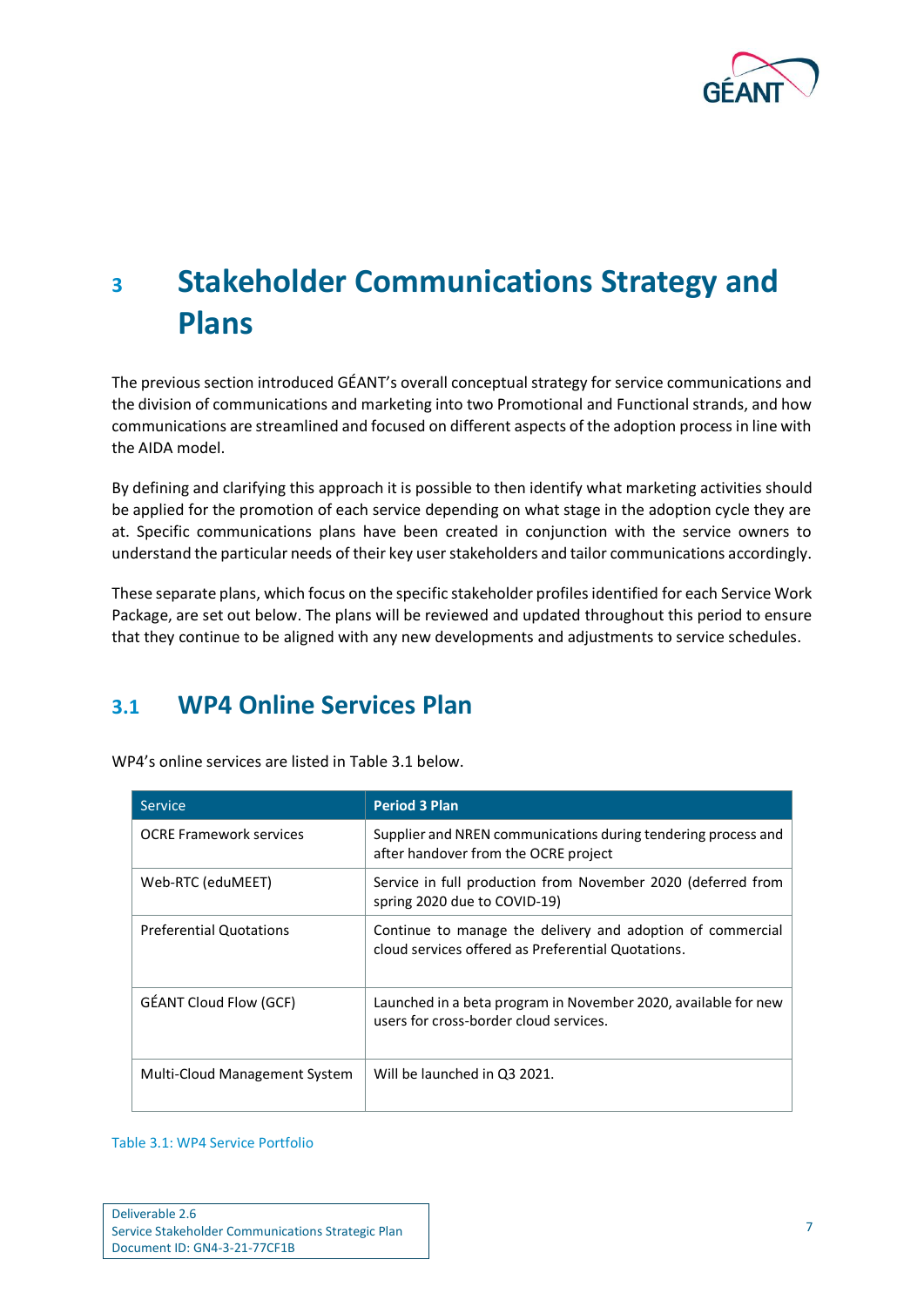# 3 Stakeholder Communications Strategy and Plans

The previous section introduced GÉANT's overall conceptual strategy for service communications and the division of communications and marketing into two Promotional and Functional strands, and how communications are streamlined and focused on different aspects of the adoption process in line with the AIDA model.

By defining and clarifying this approach it is possible to then identify what marketing activities should be applied for the promotion of each service depending on what stage in the adoption cycle they are at. Specific communications plans have been created in conjunction with the service owners to understand the particular needs of their key user stakeholders and tailor communications accordingly.

These separate plans, which focus on the specific stakeholder profiles identified for each Service Work Package, are set out below. The plans will be reviewed and updated throughout this period to ensure that they continue to be aligned with any new developments and adjustments to service schedules.

## 3.1 WP4 Online Services Plan

WP4's online services are listed in Table 3.1 below.

| Service | **Period 3 Plan** |
| --- | --- |
| OCRE Framework services | Supplier and NREN communications during tendering process and after handover from the OCRE project |
| Web-RTC (eduMEET) | Service in full production from November 2020 (deferred from spring 2020 due to COVID-19) |
| Preferential Quotations | Continue to manage the delivery and adoption of commercial cloud services offered as Preferential Quotations. |
| GÉANT Cloud Flow (GCF) | Launched in a beta program in November 2020, available for new users for cross-border cloud services. |
| Multi-Cloud Management System | Will be launched in Q3 2021. |

Table 3.1: WP4 Service Portfolio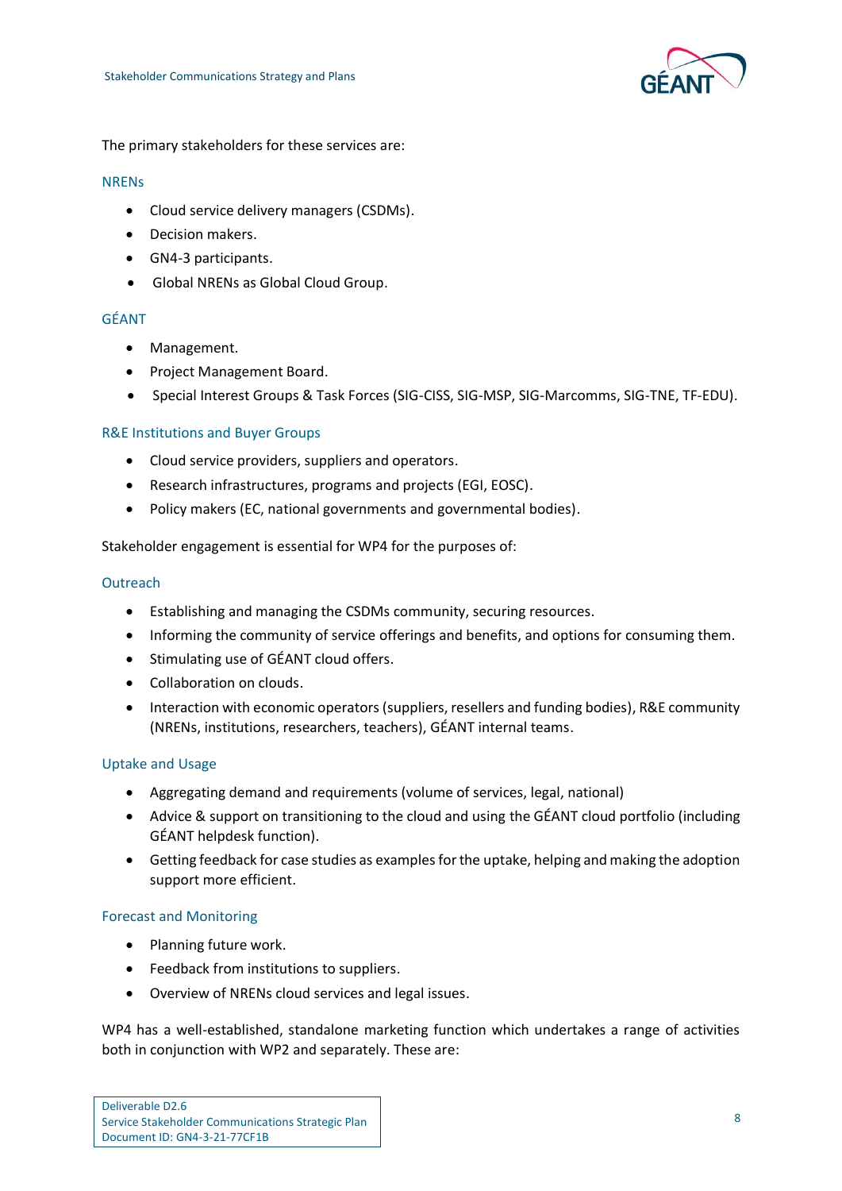The primary stakeholders for these services are:

### NRENs

- Cloud service delivery managers (CSDMs).
- Decision makers.
- GN4-3 participants.
- Global NRENs as Global Cloud Group.

### GÉANT

- Management.
- Project Management Board.
- Special Interest Groups & Task Forces (SIG-CISS, SIG-MSP, SIG-Marcomms, SIG-TNE, TF-EDU).

### R&E Institutions and Buyer Groups

- Cloud service providers, suppliers and operators.
- Research infrastructures, programs and projects (EGI, EOSC).
- Policy makers (EC, national governments and governmental bodies).

Stakeholder engagement is essential for WP4 for the purposes of:

### Outreach

- Establishing and managing the CSDMs community, securing resources.
- Informing the community of service offerings and benefits, and options for consuming them.
- Stimulating use of GÉANT cloud offers.
- Collaboration on clouds.
- Interaction with economic operators (suppliers, resellers and funding bodies), R&E community (NRENs, institutions, researchers, teachers), GÉANT internal teams.

### Uptake and Usage

- Aggregating demand and requirements (volume of services, legal, national)
- Advice & support on transitioning to the cloud and using the GÉANT cloud portfolio (including GÉANT helpdesk function).
- Getting feedback for case studies as examples for the uptake, helping and making the adoption support more efficient.

### Forecast and Monitoring

- Planning future work.
- Feedback from institutions to suppliers.
- Overview of NRENs cloud services and legal issues.

WP4 has a well-established, standalone marketing function which undertakes a range of activities both in conjunction with WP2 and separately. These are: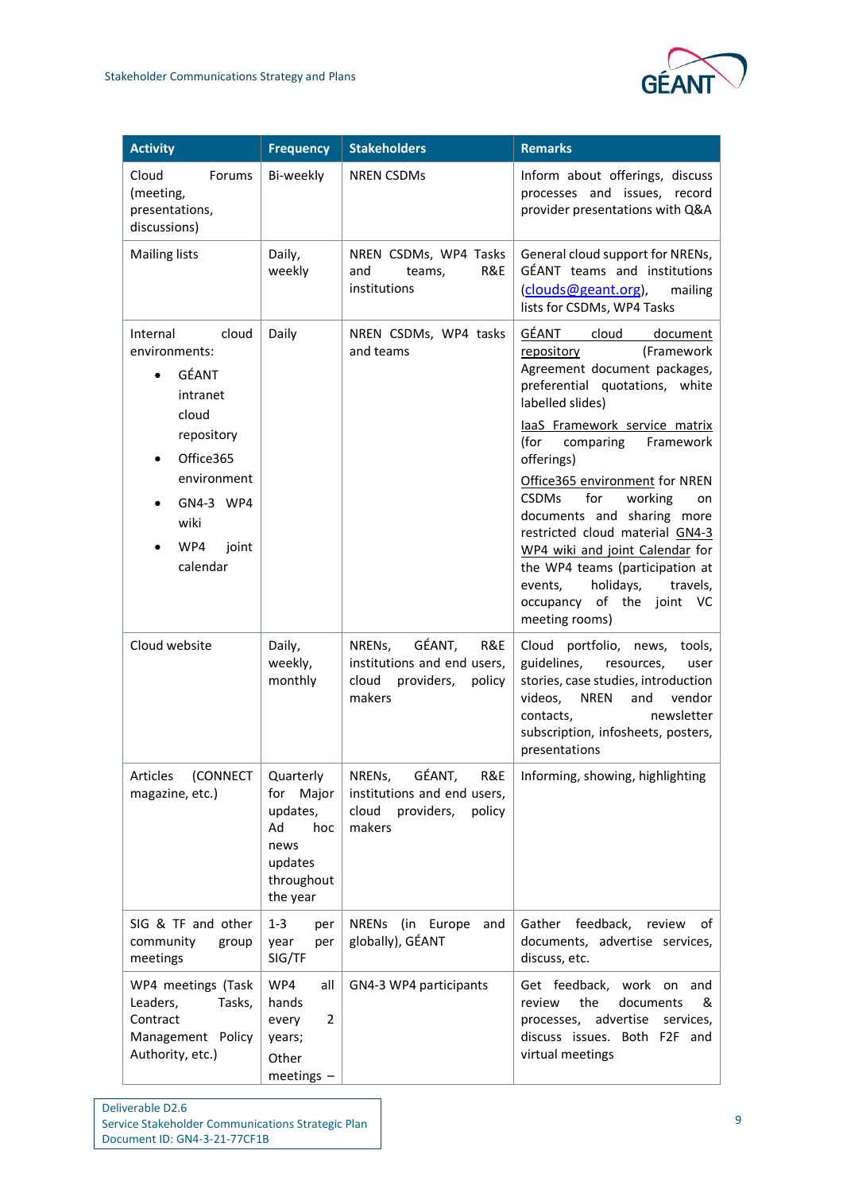| Activity | Frequency | Stakeholders | Remarks |
|---|---|---|---|
| Cloud Forums (meeting, presentations, discussions) | Bi-weekly | NREN CSDMs | Inform about offerings, discuss processes and issues, record provider presentations with Q&A |
| Mailing lists | Daily, weekly | NREN CSDMs, WP4 Tasks and teams, R&E institutions | General cloud support for NRENs, GÉANT teams and institutions (clouds@geant.org), mailing lists for CSDMs, WP4 Tasks |
| Internal cloud environments:<br>• GÉANT intranet cloud repository<br>• Office365 environment<br>• GN4-3 WP4 wiki<br>• WP4 joint calendar | Daily | NREN CSDMs, WP4 tasks and teams | GÉANT cloud document repository (Framework Agreement document packages, preferential quotations, white labelled slides)<br>IaaS Framework service matrix (for comparing Framework offerings)<br>Office365 environment for NREN CSDMs for working on documents and sharing more restricted cloud material GN4-3 WP4 wiki and joint Calendar for the WP4 teams (participation at events, holidays, travels, occupancy of the joint VC meeting rooms) |
| Cloud website | Daily, weekly, monthly | NRENs, GÉANT, R&E institutions and end users, cloud providers, policy makers | Cloud portfolio, news, tools, guidelines, resources, user stories, case studies, introduction videos, NREN and vendor contacts, newsletter subscription, infosheets, posters, presentations |
| Articles (CONNECT magazine, etc.) | Quarterly for Major updates, Ad hoc news updates throughout the year | NRENs, GÉANT, R&E institutions and end users, cloud providers, policy makers | Informing, showing, highlighting |
| SIG & TF and other community group meetings | 1-3 per year per SIG/TF | NRENs (in Europe and globally), GÉANT | Gather feedback, review of documents, advertise services, discuss, etc. |
| WP4 meetings (Task Leaders, Tasks, Contract Management Policy Authority, etc.) | WP4 all hands every 2 years;<br>Other meetings – | GN4-3 WP4 participants | Get feedback, work on and review the documents & processes, advertise services, discuss issues. Both F2F and virtual meetings |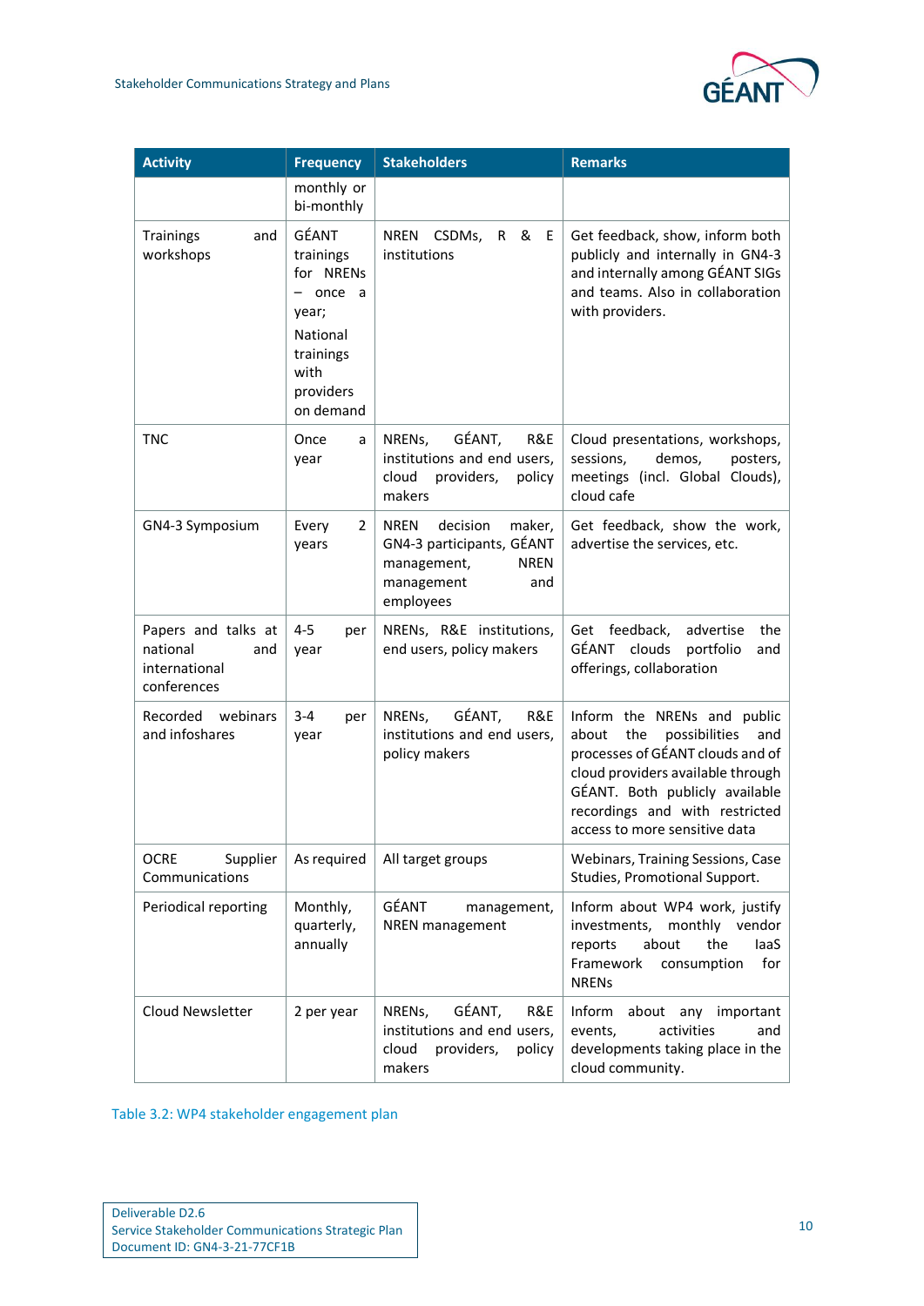| Activity | Frequency | Stakeholders | Remarks |
|---|---|---|---|
| | monthly or bi-monthly | | |
| Trainings and workshops | GÉANT trainings for NRENs – once a year; National trainings with providers on demand | NREN CSDMs, R & E institutions | Get feedback, show, inform both publicly and internally in GN4-3 and internally among GÉANT SIGs and teams. Also in collaboration with providers. |
| TNC | Once a year | NRENs, GÉANT, R&E institutions and end users, cloud providers, policy makers | Cloud presentations, workshops, sessions, demos, posters, meetings (incl. Global Clouds), cloud cafe |
| GN4-3 Symposium | Every 2 years | NREN decision maker, GN4-3 participants, GÉANT management, NREN management and employees | Get feedback, show the work, advertise the services, etc. |
| Papers and talks at national and international conferences | 4-5 per year | NRENs, R&E institutions, end users, policy makers | Get feedback, advertise the GÉANT clouds portfolio and offerings, collaboration |
| Recorded webinars and infoshares | 3-4 per year | NRENs, GÉANT, R&E institutions and end users, policy makers | Inform the NRENs and public about the possibilities and processes of GÉANT clouds and of cloud providers available through GÉANT. Both publicly available recordings and with restricted access to more sensitive data |
| OCRE Supplier Communications | As required | All target groups | Webinars, Training Sessions, Case Studies, Promotional Support. |
| Periodical reporting | Monthly, quarterly, annually | GÉANT management, NREN management | Inform about WP4 work, justify investments, monthly vendor reports about the IaaS Framework consumption for NRENs |
| Cloud Newsletter | 2 per year | NRENs, GÉANT, R&E institutions and end users, cloud providers, policy makers | Inform about any important events, activities and developments taking place in the cloud community. |

Table 3.2: WP4 stakeholder engagement plan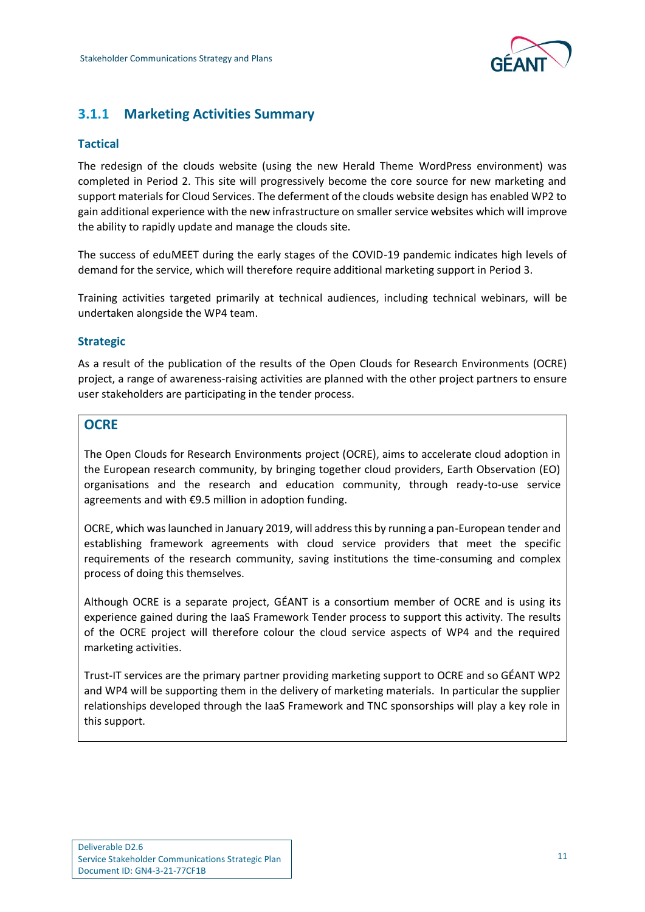### 3.1.1 Marketing Activities Summary

#### Tactical

The redesign of the clouds website (using the new Herald Theme WordPress environment) was completed in Period 2. This site will progressively become the core source for new marketing and support materials for Cloud Services. The deferment of the clouds website design has enabled WP2 to gain additional experience with the new infrastructure on smaller service websites which will improve the ability to rapidly update and manage the clouds site.

The success of eduMEET during the early stages of the COVID-19 pandemic indicates high levels of demand for the service, which will therefore require additional marketing support in Period 3.

Training activities targeted primarily at technical audiences, including technical webinars, will be undertaken alongside the WP4 team.

#### Strategic

As a result of the publication of the results of the Open Clouds for Research Environments (OCRE) project, a range of awareness-raising activities are planned with the other project partners to ensure user stakeholders are participating in the tender process.

#### OCRE

The Open Clouds for Research Environments project (OCRE), aims to accelerate cloud adoption in the European research community, by bringing together cloud providers, Earth Observation (EO) organisations and the research and education community, through ready-to-use service agreements and with €9.5 million in adoption funding.

OCRE, which was launched in January 2019, will address this by running a pan-European tender and establishing framework agreements with cloud service providers that meet the specific requirements of the research community, saving institutions the time-consuming and complex process of doing this themselves.

Although OCRE is a separate project, GÉANT is a consortium member of OCRE and is using its experience gained during the IaaS Framework Tender process to support this activity. The results of the OCRE project will therefore colour the cloud service aspects of WP4 and the required marketing activities.

Trust-IT services are the primary partner providing marketing support to OCRE and so GÉANT WP2 and WP4 will be supporting them in the delivery of marketing materials. In particular the supplier relationships developed through the IaaS Framework and TNC sponsorships will play a key role in this support.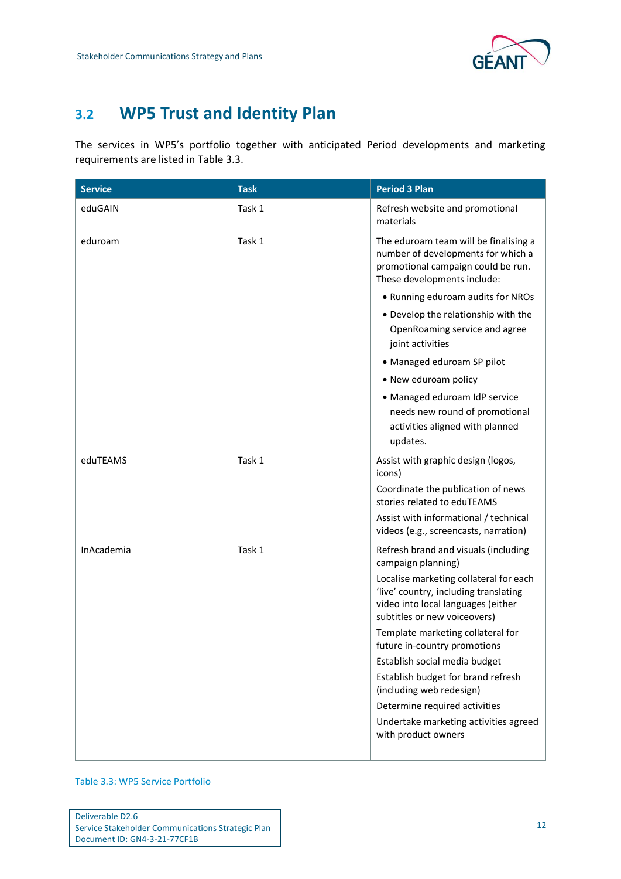## 3.2 WP5 Trust and Identity Plan

The services in WP5's portfolio together with anticipated Period developments and marketing requirements are listed in Table 3.3.

| Service | Task | Period 3 Plan |
|---|---|---|
| eduGAIN | Task 1 | Refresh website and promotional materials |
| eduroam | Task 1 | The eduroam team will be finalising a number of developments for which a promotional campaign could be run. These developments include:<br>• Running eduroam audits for NROs<br>• Develop the relationship with the OpenRoaming service and agree joint activities<br>• Managed eduroam SP pilot<br>• New eduroam policy<br>• Managed eduroam IdP service needs new round of promotional activities aligned with planned updates. |
| eduTEAMS | Task 1 | Assist with graphic design (logos, icons)<br>Coordinate the publication of news stories related to eduTEAMS<br>Assist with informational / technical videos (e.g., screencasts, narration) |
| InAcademia | Task 1 | Refresh brand and visuals (including campaign planning)<br>Localise marketing collateral for each 'live' country, including translating video into local languages (either subtitles or new voiceovers)<br>Template marketing collateral for future in-country promotions<br>Establish social media budget<br>Establish budget for brand refresh (including web redesign)<br>Determine required activities<br>Undertake marketing activities agreed with product owners |

Table 3.3: WP5 Service Portfolio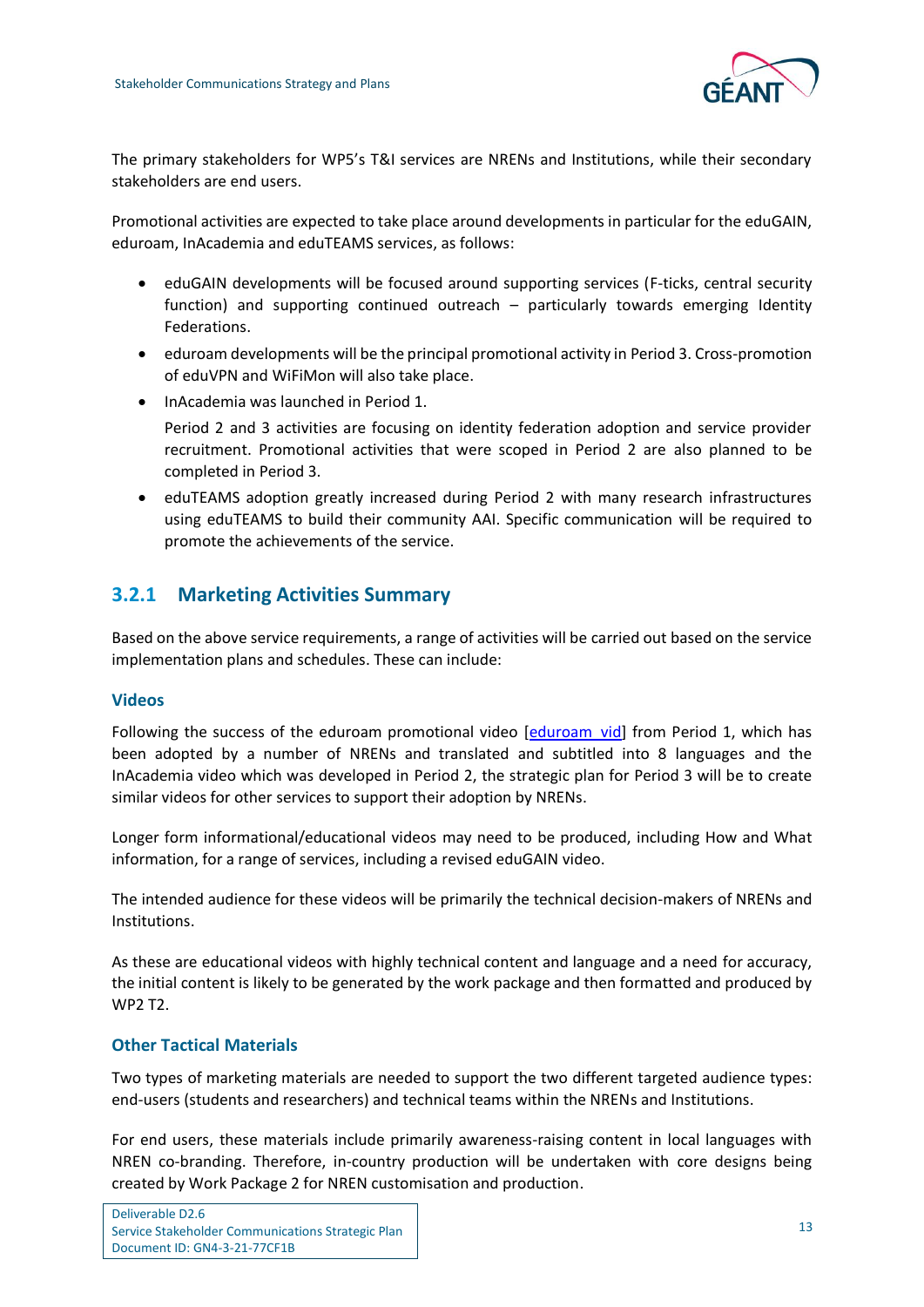The primary stakeholders for WP5's T&I services are NRENs and Institutions, while their secondary stakeholders are end users.

Promotional activities are expected to take place around developments in particular for the eduGAIN, eduroam, InAcademia and eduTEAMS services, as follows:

- eduGAIN developments will be focused around supporting services (F-ticks, central security function) and supporting continued outreach – particularly towards emerging Identity Federations.
- eduroam developments will be the principal promotional activity in Period 3. Cross-promotion of eduVPN and WiFiMon will also take place.
- InAcademia was launched in Period 1.

  Period 2 and 3 activities are focusing on identity federation adoption and service provider recruitment. Promotional activities that were scoped in Period 2 are also planned to be completed in Period 3.
- eduTEAMS adoption greatly increased during Period 2 with many research infrastructures using eduTEAMS to build their community AAI. Specific communication will be required to promote the achievements of the service.

### 3.2.1 Marketing Activities Summary

Based on the above service requirements, a range of activities will be carried out based on the service implementation plans and schedules. These can include:

#### Videos

Following the success of the eduroam promotional video [eduroam_vid] from Period 1, which has been adopted by a number of NRENs and translated and subtitled into 8 languages and the InAcademia video which was developed in Period 2, the strategic plan for Period 3 will be to create similar videos for other services to support their adoption by NRENs.

Longer form informational/educational videos may need to be produced, including How and What information, for a range of services, including a revised eduGAIN video.

The intended audience for these videos will be primarily the technical decision-makers of NRENs and Institutions.

As these are educational videos with highly technical content and language and a need for accuracy, the initial content is likely to be generated by the work package and then formatted and produced by WP2 T2.

#### Other Tactical Materials

Two types of marketing materials are needed to support the two different targeted audience types: end-users (students and researchers) and technical teams within the NRENs and Institutions.

For end users, these materials include primarily awareness-raising content in local languages with NREN co-branding. Therefore, in-country production will be undertaken with core designs being created by Work Package 2 for NREN customisation and production.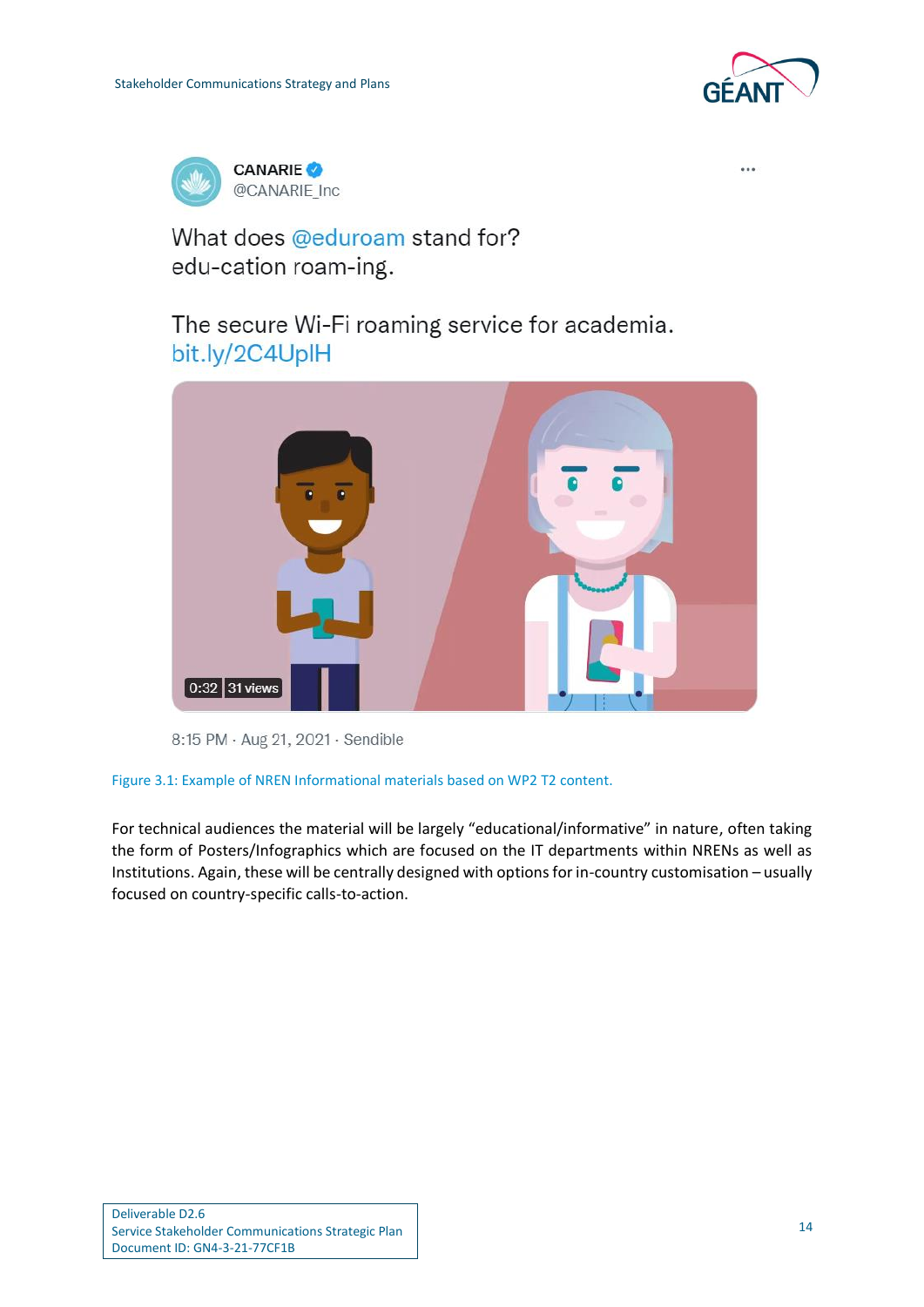CANARIE
@CANARIE_Inc

What does @eduroam stand for?
edu-cation roam-ing.

The secure Wi-Fi roaming service for academia.
bit.ly/2C4UplH

0:32 31 views

8:15 PM · Aug 21, 2021 · Sendible

Figure 3.1: Example of NREN Informational materials based on WP2 T2 content.

For technical audiences the material will be largely “educational/informative” in nature, often taking the form of Posters/Infographics which are focused on the IT departments within NRENs as well as Institutions. Again, these will be centrally designed with options for in-country customisation – usually focused on country-specific calls-to-action.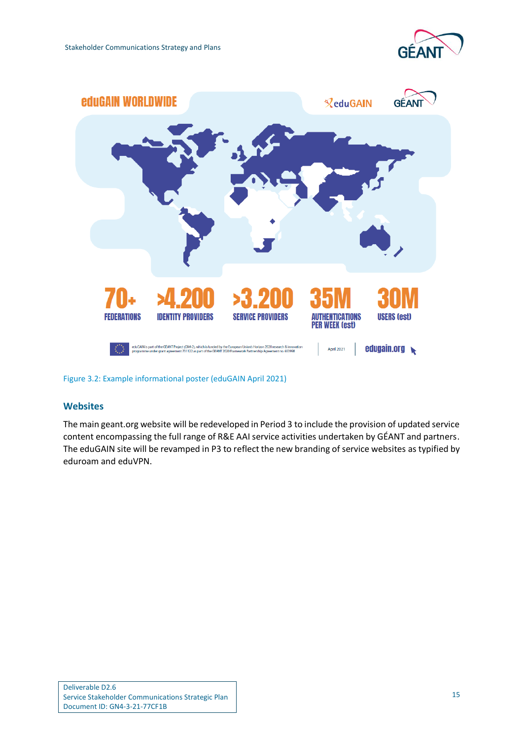Figure 3.2: Example informational poster (eduGAIN April 2021)

### Websites

The main geant.org website will be redeveloped in Period 3 to include the provision of updated service content encompassing the full range of R&E AAI service activities undertaken by GÉANT and partners. The eduGAIN site will be revamped in P3 to reflect the new branding of service websites as typified by eduroam and eduVPN.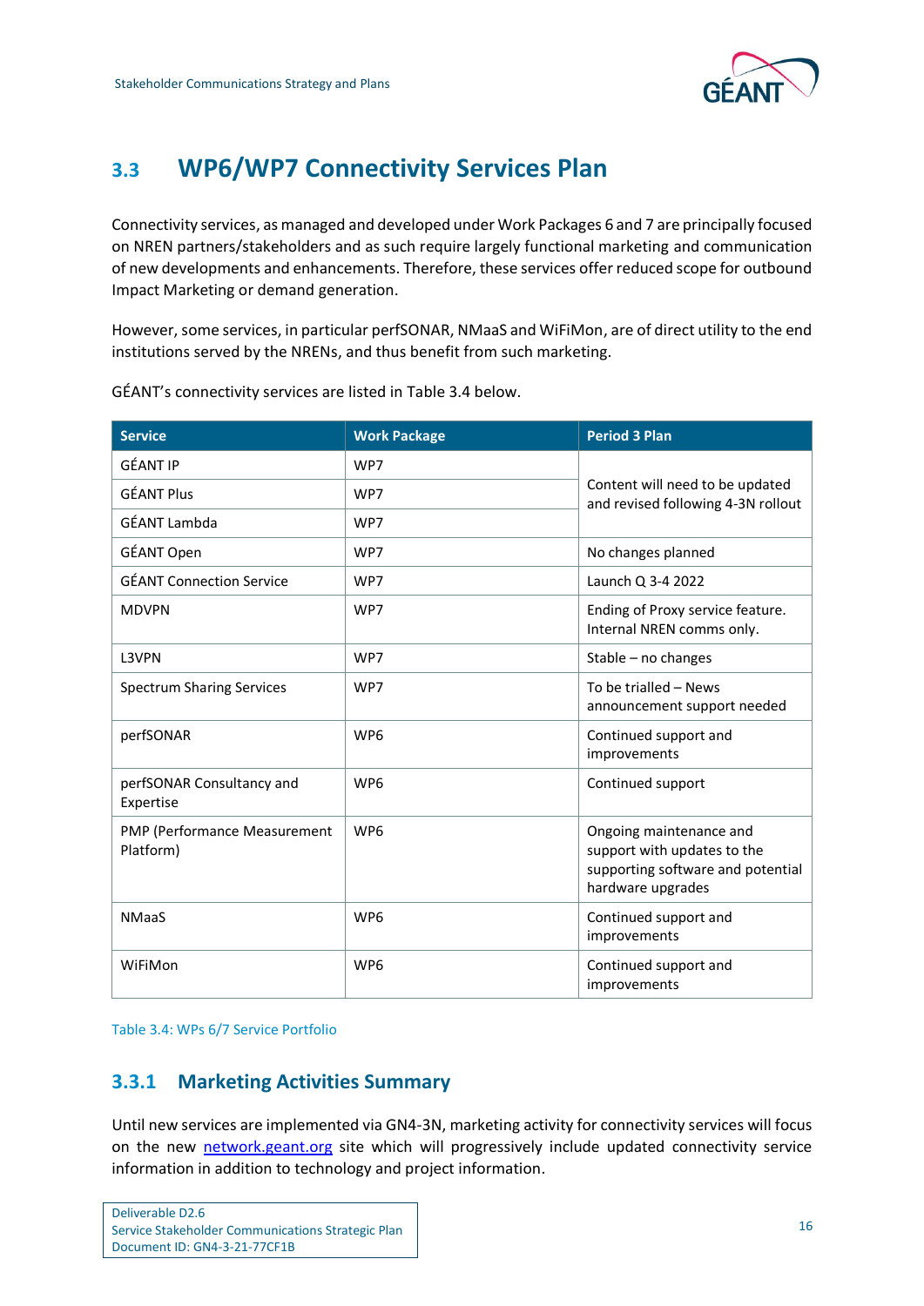## 3.3 WP6/WP7 Connectivity Services Plan

Connectivity services, as managed and developed under Work Packages 6 and 7 are principally focused on NREN partners/stakeholders and as such require largely functional marketing and communication of new developments and enhancements. Therefore, these services offer reduced scope for outbound Impact Marketing or demand generation.

However, some services, in particular perfSONAR, NMaaS and WiFiMon, are of direct utility to the end institutions served by the NRENs, and thus benefit from such marketing.

GÉANT's connectivity services are listed in Table 3.4 below.

| Service | Work Package | Period 3 Plan |
|---|---|---|
| GÉANT IP | WP7 | Content will need to be updated and revised following 4-3N rollout |
| GÉANT Plus | WP7 | |
| GÉANT Lambda | WP7 | |
| GÉANT Open | WP7 | No changes planned |
| GÉANT Connection Service | WP7 | Launch Q 3-4 2022 |
| MDVPN | WP7 | Ending of Proxy service feature. Internal NREN comms only. |
| L3VPN | WP7 | Stable – no changes |
| Spectrum Sharing Services | WP7 | To be trialled – News announcement support needed |
| perfSONAR | WP6 | Continued support and improvements |
| perfSONAR Consultancy and Expertise | WP6 | Continued support |
| PMP (Performance Measurement Platform) | WP6 | Ongoing maintenance and support with updates to the supporting software and potential hardware upgrades |
| NMaaS | WP6 | Continued support and improvements |
| WiFiMon | WP6 | Continued support and improvements |

Table 3.4: WPs 6/7 Service Portfolio

### 3.3.1 Marketing Activities Summary

Until new services are implemented via GN4-3N, marketing activity for connectivity services will focus on the new network.geant.org site which will progressively include updated connectivity service information in addition to technology and project information.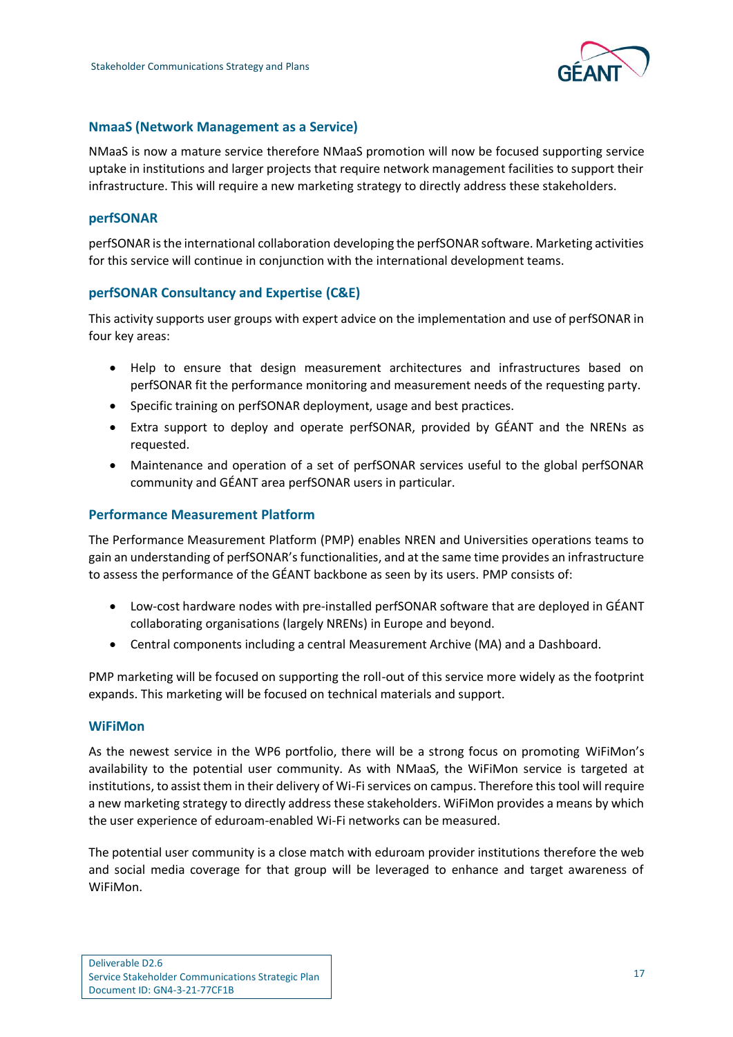### NmaaS (Network Management as a Service)

NMaaS is now a mature service therefore NMaaS promotion will now be focused supporting service uptake in institutions and larger projects that require network management facilities to support their infrastructure. This will require a new marketing strategy to directly address these stakeholders.

### perfSONAR

perfSONAR is the international collaboration developing the perfSONAR software. Marketing activities for this service will continue in conjunction with the international development teams.

### perfSONAR Consultancy and Expertise (C&E)

This activity supports user groups with expert advice on the implementation and use of perfSONAR in four key areas:

- Help to ensure that design measurement architectures and infrastructures based on perfSONAR fit the performance monitoring and measurement needs of the requesting party.
- Specific training on perfSONAR deployment, usage and best practices.
- Extra support to deploy and operate perfSONAR, provided by GÉANT and the NRENs as requested.
- Maintenance and operation of a set of perfSONAR services useful to the global perfSONAR community and GÉANT area perfSONAR users in particular.

### Performance Measurement Platform

The Performance Measurement Platform (PMP) enables NREN and Universities operations teams to gain an understanding of perfSONAR's functionalities, and at the same time provides an infrastructure to assess the performance of the GÉANT backbone as seen by its users. PMP consists of:

- Low-cost hardware nodes with pre-installed perfSONAR software that are deployed in GÉANT collaborating organisations (largely NRENs) in Europe and beyond.
- Central components including a central Measurement Archive (MA) and a Dashboard.

PMP marketing will be focused on supporting the roll-out of this service more widely as the footprint expands. This marketing will be focused on technical materials and support.

### WiFiMon

As the newest service in the WP6 portfolio, there will be a strong focus on promoting WiFiMon's availability to the potential user community. As with NMaaS, the WiFiMon service is targeted at institutions, to assist them in their delivery of Wi-Fi services on campus. Therefore this tool will require a new marketing strategy to directly address these stakeholders. WiFiMon provides a means by which the user experience of eduroam-enabled Wi-Fi networks can be measured.

The potential user community is a close match with eduroam provider institutions therefore the web and social media coverage for that group will be leveraged to enhance and target awareness of WiFiMon.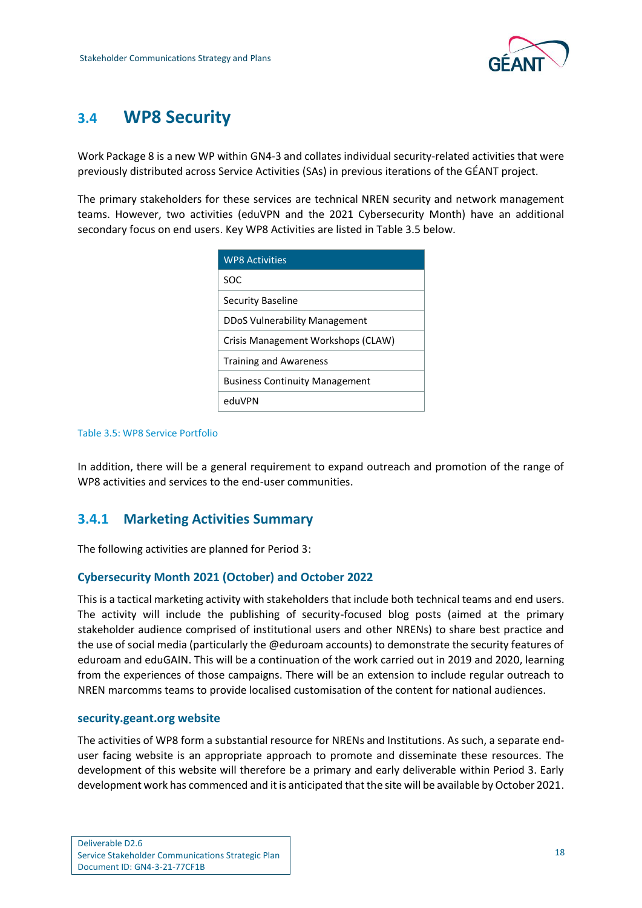## 3.4 WP8 Security

Work Package 8 is a new WP within GN4-3 and collates individual security-related activities that were previously distributed across Service Activities (SAs) in previous iterations of the GÉANT project.

The primary stakeholders for these services are technical NREN security and network management teams. However, two activities (eduVPN and the 2021 Cybersecurity Month) have an additional secondary focus on end users. Key WP8 Activities are listed in Table 3.5 below.

| WP8 Activities |
|---|
| SOC |
| Security Baseline |
| DDoS Vulnerability Management |
| Crisis Management Workshops (CLAW) |
| Training and Awareness |
| Business Continuity Management |
| eduVPN |

Table 3.5: WP8 Service Portfolio

In addition, there will be a general requirement to expand outreach and promotion of the range of WP8 activities and services to the end-user communities.

### 3.4.1 Marketing Activities Summary

The following activities are planned for Period 3:

#### Cybersecurity Month 2021 (October) and October 2022

This is a tactical marketing activity with stakeholders that include both technical teams and end users. The activity will include the publishing of security-focused blog posts (aimed at the primary stakeholder audience comprised of institutional users and other NRENs) to share best practice and the use of social media (particularly the @eduroam accounts) to demonstrate the security features of eduroam and eduGAIN. This will be a continuation of the work carried out in 2019 and 2020, learning from the experiences of those campaigns. There will be an extension to include regular outreach to NREN marcomms teams to provide localised customisation of the content for national audiences.

#### security.geant.org website

The activities of WP8 form a substantial resource for NRENs and Institutions. As such, a separate end-user facing website is an appropriate approach to promote and disseminate these resources. The development of this website will therefore be a primary and early deliverable within Period 3. Early development work has commenced and it is anticipated that the site will be available by October 2021.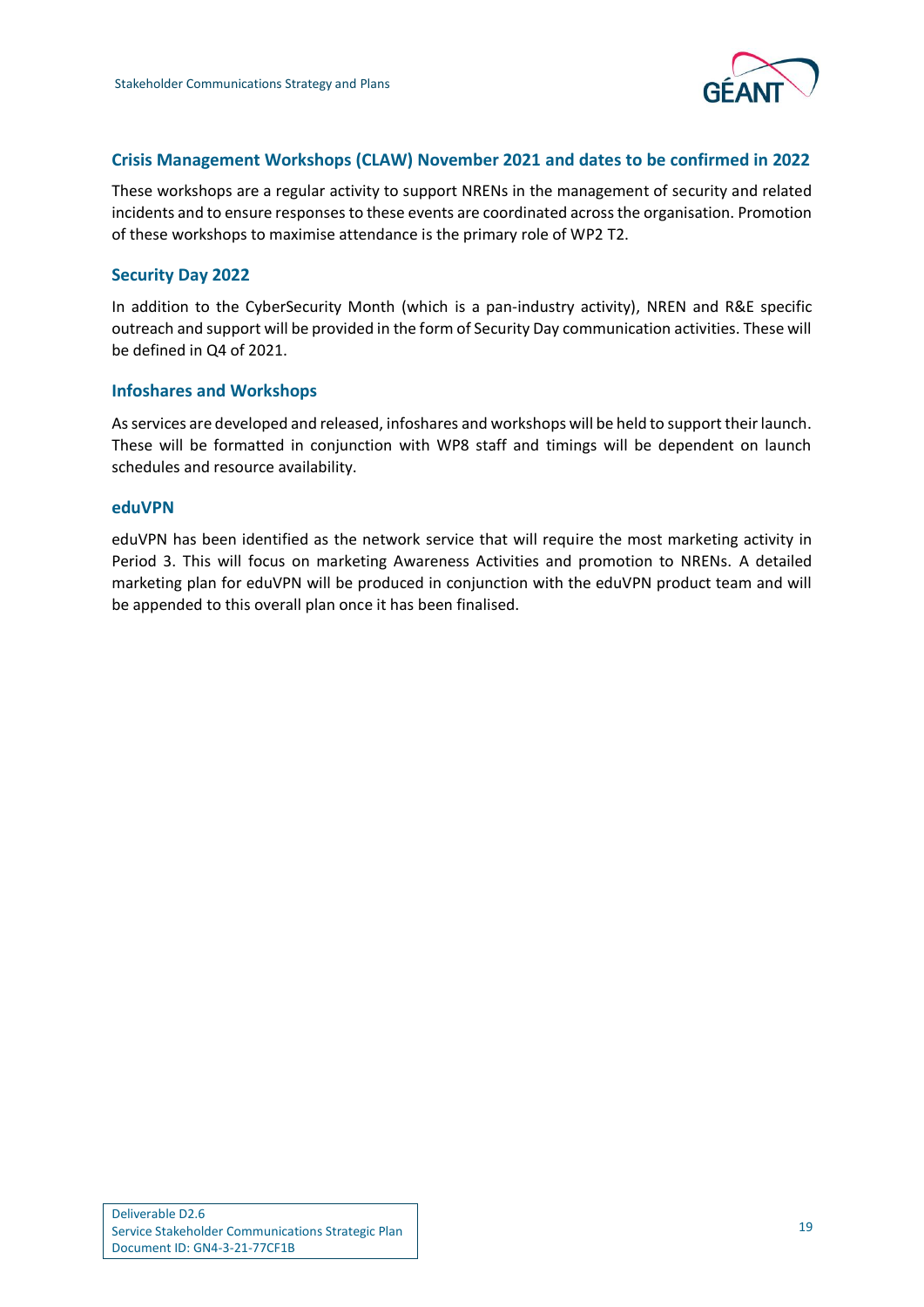### Crisis Management Workshops (CLAW) November 2021 and dates to be confirmed in 2022

These workshops are a regular activity to support NRENs in the management of security and related incidents and to ensure responses to these events are coordinated across the organisation. Promotion of these workshops to maximise attendance is the primary role of WP2 T2.

### Security Day 2022

In addition to the CyberSecurity Month (which is a pan-industry activity), NREN and R&E specific outreach and support will be provided in the form of Security Day communication activities. These will be defined in Q4 of 2021.

### Infoshares and Workshops

As services are developed and released, infoshares and workshops will be held to support their launch. These will be formatted in conjunction with WP8 staff and timings will be dependent on launch schedules and resource availability.

### eduVPN

eduVPN has been identified as the network service that will require the most marketing activity in Period 3. This will focus on marketing Awareness Activities and promotion to NRENs. A detailed marketing plan for eduVPN will be produced in conjunction with the eduVPN product team and will be appended to this overall plan once it has been finalised.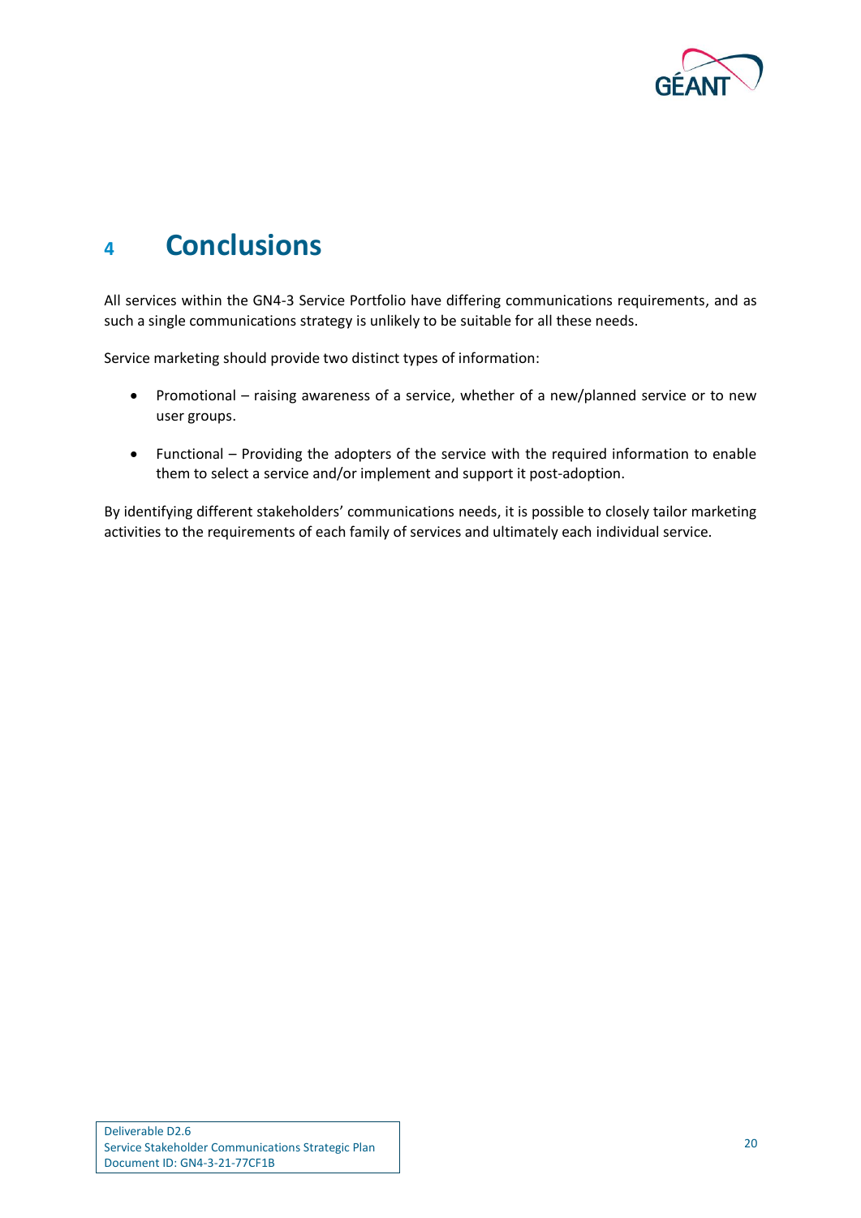# 4 Conclusions

All services within the GN4-3 Service Portfolio have differing communications requirements, and as such a single communications strategy is unlikely to be suitable for all these needs.

Service marketing should provide two distinct types of information:

- Promotional – raising awareness of a service, whether of a new/planned service or to new user groups.
- Functional – Providing the adopters of the service with the required information to enable them to select a service and/or implement and support it post-adoption.

By identifying different stakeholders' communications needs, it is possible to closely tailor marketing activities to the requirements of each family of services and ultimately each individual service.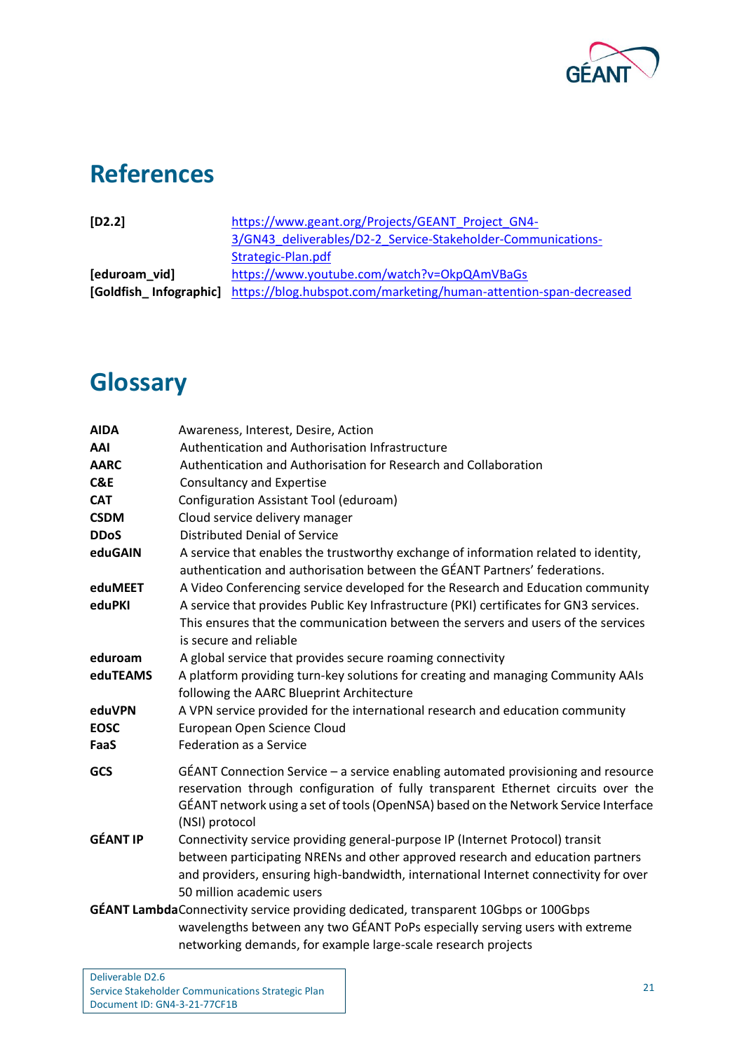# References

| | |
|---|---|
| **[D2.2]** | https://www.geant.org/Projects/GEANT_Project_GN4-3/GN43_deliverables/D2-2_Service-Stakeholder-Communications-Strategic-Plan.pdf |
| **[eduroam_vid]** | https://www.youtube.com/watch?v=OkpQAmVBaGs |
| **[Goldfish_ Infographic]** | https://blog.hubspot.com/marketing/human-attention-span-decreased |

# Glossary

| | |
|---|---|
| **AIDA** | Awareness, Interest, Desire, Action |
| **AAI** | Authentication and Authorisation Infrastructure |
| **AARC** | Authentication and Authorisation for Research and Collaboration |
| **C&E** | Consultancy and Expertise |
| **CAT** | Configuration Assistant Tool (eduroam) |
| **CSDM** | Cloud service delivery manager |
| **DDoS** | Distributed Denial of Service |
| **eduGAIN** | A service that enables the trustworthy exchange of information related to identity, authentication and authorisation between the GÉANT Partners' federations. |
| **eduMEET** | A Video Conferencing service developed for the Research and Education community |
| **eduPKI** | A service that provides Public Key Infrastructure (PKI) certificates for GN3 services. This ensures that the communication between the servers and users of the services is secure and reliable |
| **eduroam** | A global service that provides secure roaming connectivity |
| **eduTEAMS** | A platform providing turn-key solutions for creating and managing Community AAIs following the AARC Blueprint Architecture |
| **eduVPN** | A VPN service provided for the international research and education community |
| **EOSC** | European Open Science Cloud |
| **FaaS** | Federation as a Service |
| **GCS** | GÉANT Connection Service – a service enabling automated provisioning and resource reservation through configuration of fully transparent Ethernet circuits over the GÉANT network using a set of tools (OpenNSA) based on the Network Service Interface (NSI) protocol |
| **GÉANT IP** | Connectivity service providing general-purpose IP (Internet Protocol) transit between participating NRENs and other approved research and education partners and providers, ensuring high-bandwidth, international Internet connectivity for over 50 million academic users |
| **GÉANT Lambda** | Connectivity service providing dedicated, transparent 10Gbps or 100Gbps wavelengths between any two GÉANT PoPs especially serving users with extreme networking demands, for example large-scale research projects |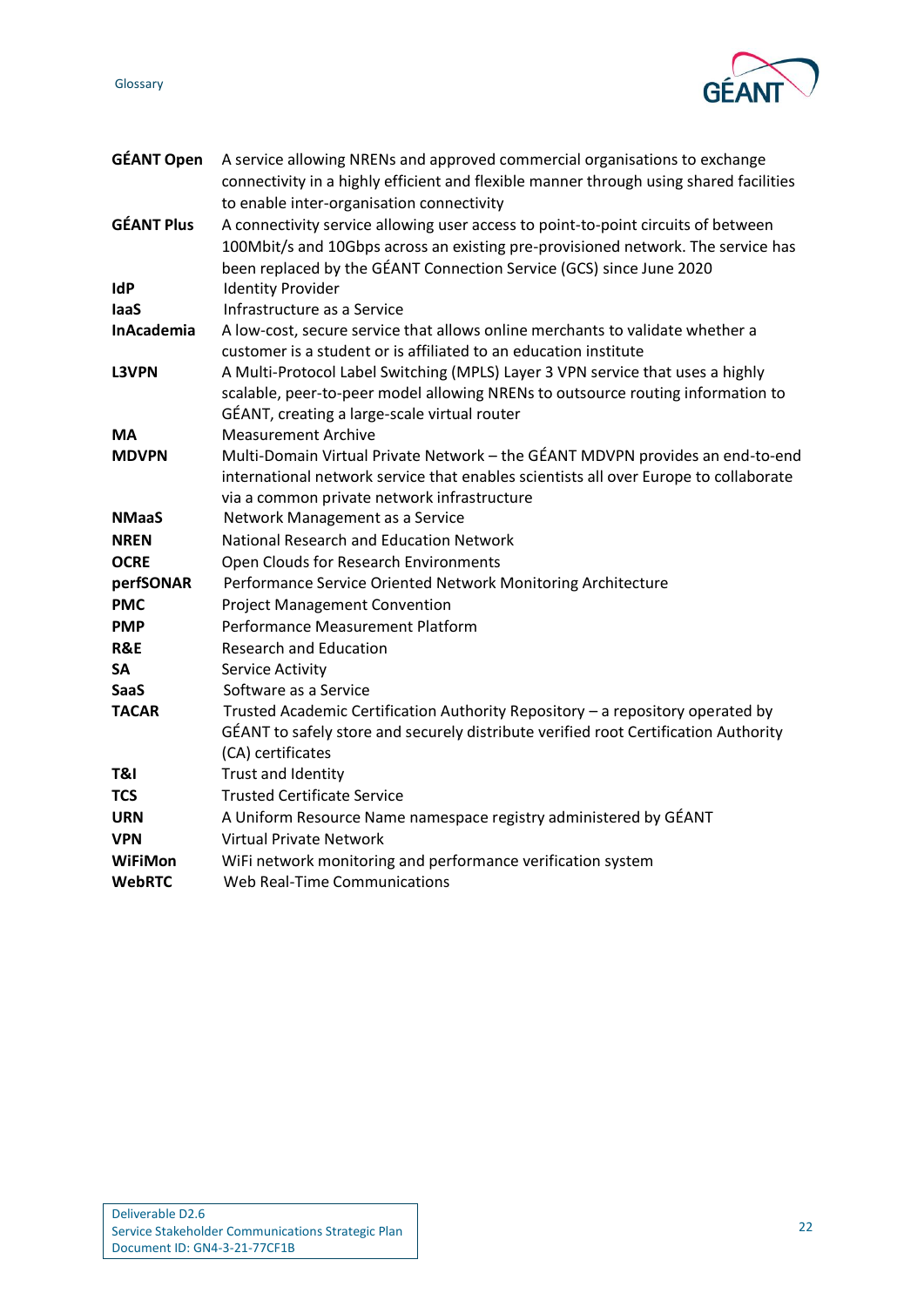| | |
|---|---|
| **GÉANT Open** | A service allowing NRENs and approved commercial organisations to exchange connectivity in a highly efficient and flexible manner through using shared facilities to enable inter-organisation connectivity |
| **GÉANT Plus** | A connectivity service allowing user access to point-to-point circuits of between 100Mbit/s and 10Gbps across an existing pre-provisioned network. The service has been replaced by the GÉANT Connection Service (GCS) since June 2020 |
| **IdP** | Identity Provider |
| **IaaS** | Infrastructure as a Service |
| **InAcademia** | A low-cost, secure service that allows online merchants to validate whether a customer is a student or is affiliated to an education institute |
| **L3VPN** | A Multi-Protocol Label Switching (MPLS) Layer 3 VPN service that uses a highly scalable, peer-to-peer model allowing NRENs to outsource routing information to GÉANT, creating a large-scale virtual router |
| **MA** | Measurement Archive |
| **MDVPN** | Multi-Domain Virtual Private Network – the GÉANT MDVPN provides an end-to-end international network service that enables scientists all over Europe to collaborate via a common private network infrastructure |
| **NMaaS** | Network Management as a Service |
| **NREN** | National Research and Education Network |
| **OCRE** | Open Clouds for Research Environments |
| **perfSONAR** | Performance Service Oriented Network Monitoring Architecture |
| **PMC** | Project Management Convention |
| **PMP** | Performance Measurement Platform |
| **R&E** | Research and Education |
| **SA** | Service Activity |
| **SaaS** | Software as a Service |
| **TACAR** | Trusted Academic Certification Authority Repository – a repository operated by GÉANT to safely store and securely distribute verified root Certification Authority (CA) certificates |
| **T&I** | Trust and Identity |
| **TCS** | Trusted Certificate Service |
| **URN** | A Uniform Resource Name namespace registry administered by GÉANT |
| **VPN** | Virtual Private Network |
| **WiFiMon** | WiFi network monitoring and performance verification system |
| **WebRTC** | Web Real-Time Communications |